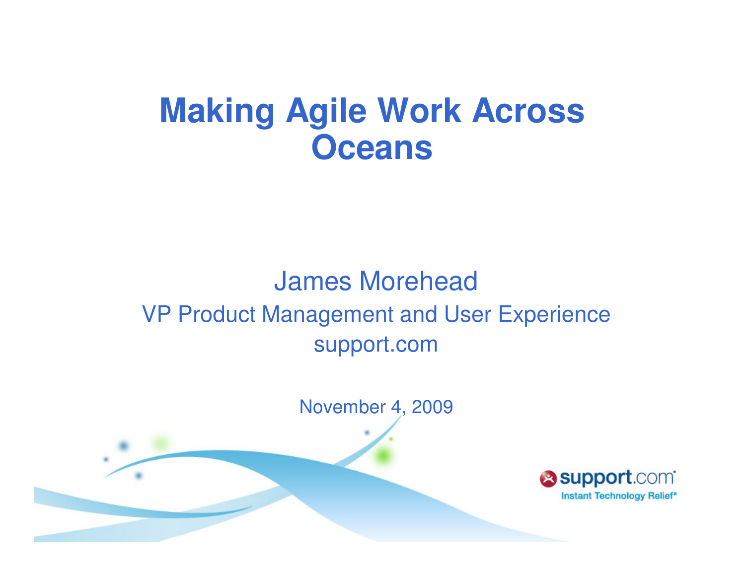# Making Agile Work Across Oceans

James Morehead

VP Product Management and User Experience

support.com

November 4, 2009

support.com
Instant Technology Relief®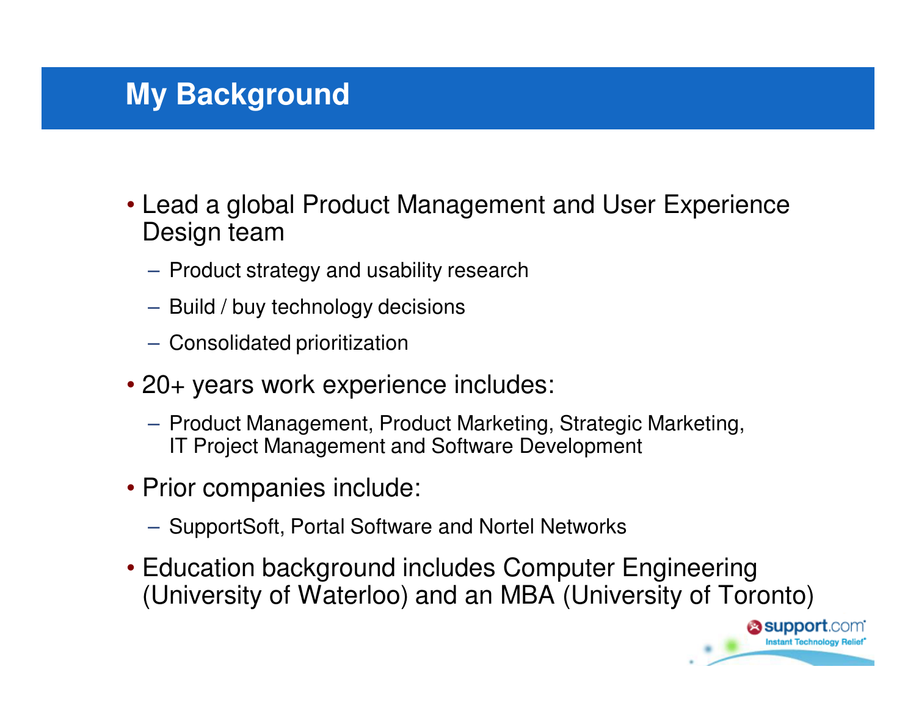# My Background

- Lead a global Product Management and User Experience Design team
  - Product strategy and usability research
  - Build / buy technology decisions
  - Consolidated prioritization
- 20+ years work experience includes:
  - Product Management, Product Marketing, Strategic Marketing, IT Project Management and Software Development
- Prior companies include:
  - SupportSoft, Portal Software and Nortel Networks
- Education background includes Computer Engineering (University of Waterloo) and an MBA (University of Toronto)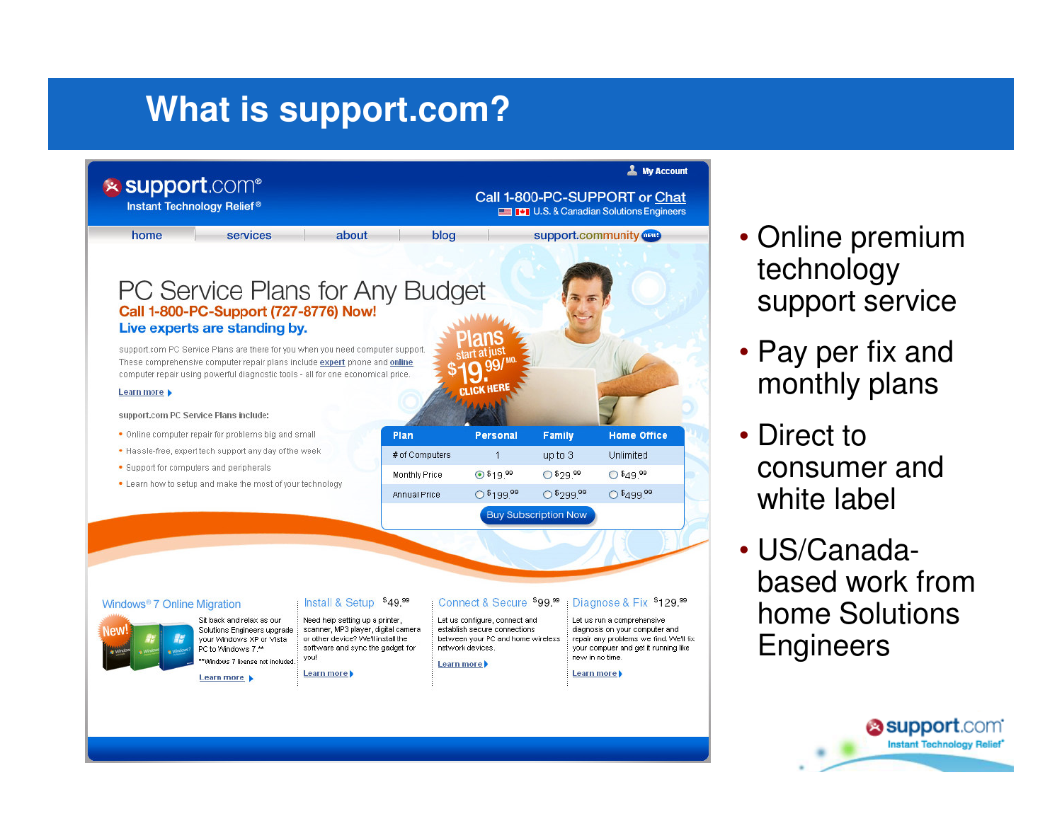# What is support.com?

- Online premium technology support service
- Pay per fix and monthly plans
- Direct to consumer and white label
- US/Canada-based work from home Solutions Engineers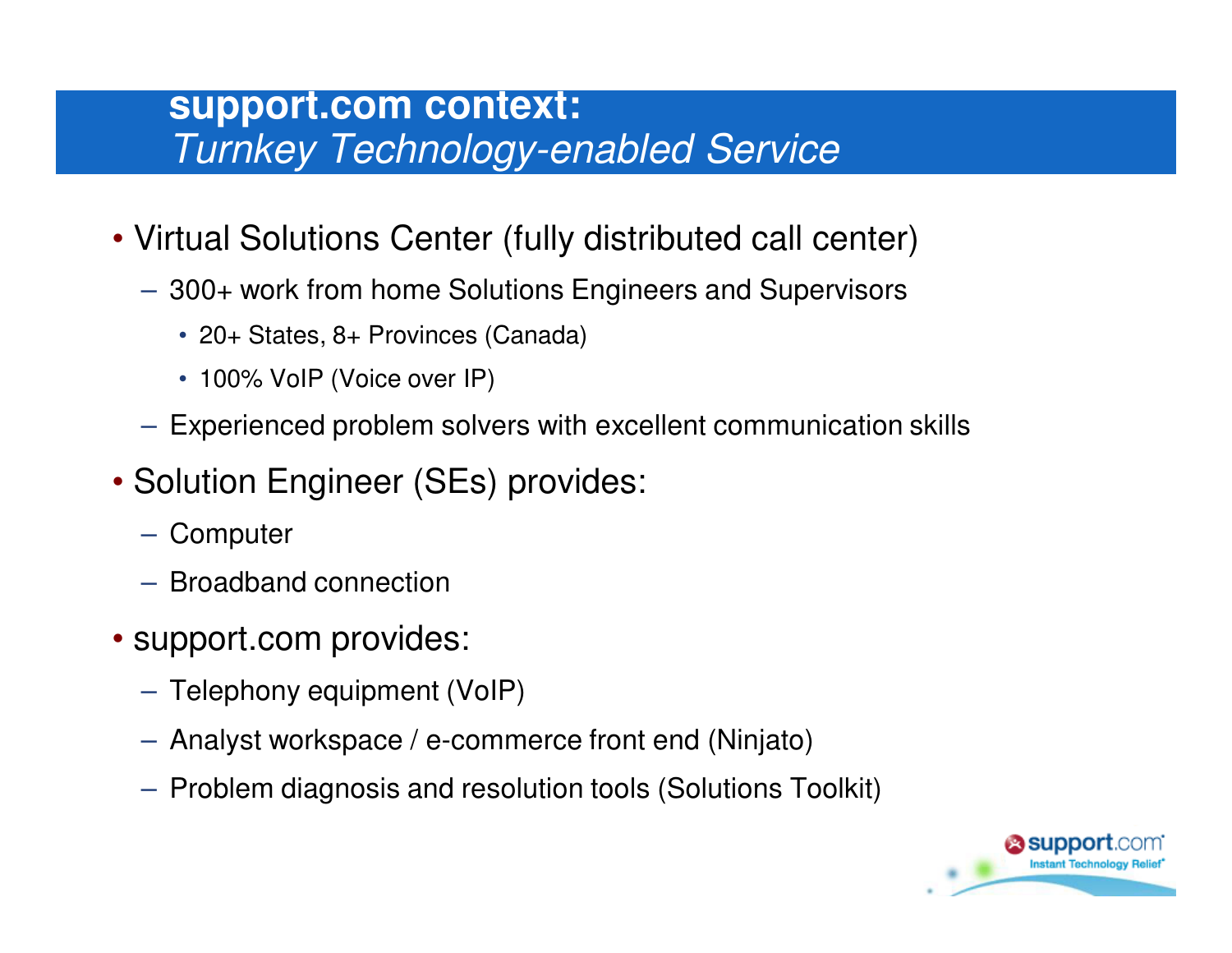# support.com context: *Turnkey Technology-enabled Service*

- Virtual Solutions Center (fully distributed call center)
  - 300+ work from home Solutions Engineers and Supervisors
    - 20+ States, 8+ Provinces (Canada)
    - 100% VoIP (Voice over IP)
  - Experienced problem solvers with excellent communication skills
- Solution Engineer (SEs) provides:
  - Computer
  - Broadband connection
- support.com provides:
  - Telephony equipment (VoIP)
  - Analyst workspace / e-commerce front end (Ninjato)
  - Problem diagnosis and resolution tools (Solutions Toolkit)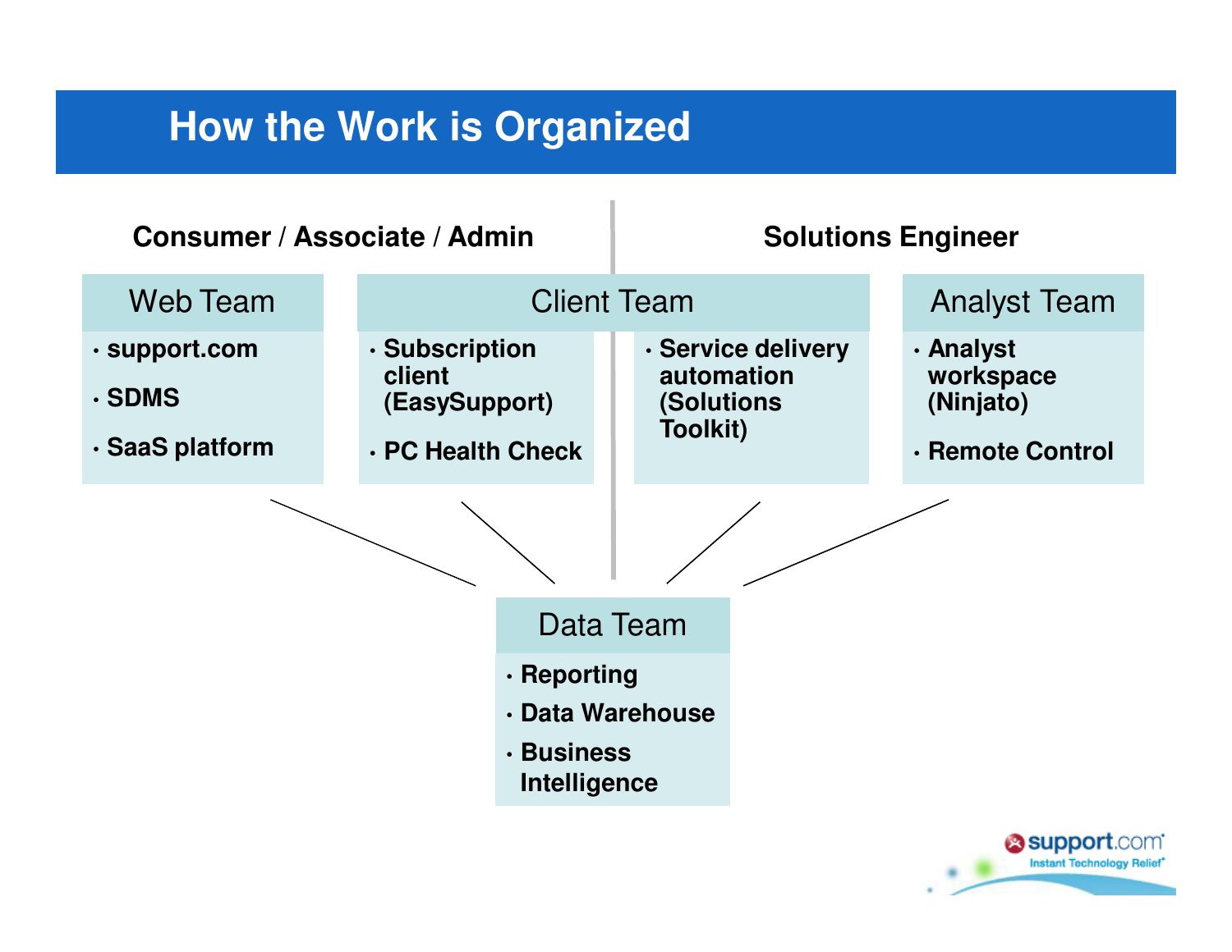# How the Work is Organized

**Consumer / Associate / Admin**

**Solutions Engineer**

## Web Team

- **support.com**
- **SDMS**
- **SaaS platform**

## Client Team

- **Subscription client (EasySupport)**
- **PC Health Check**
- **Service delivery automation (Solutions Toolkit)**

## Analyst Team

- **Analyst workspace (Ninjato)**
- **Remote Control**

## Data Team

- **Reporting**
- **Data Warehouse**
- **Business Intelligence**

support.com
Instant Technology Relief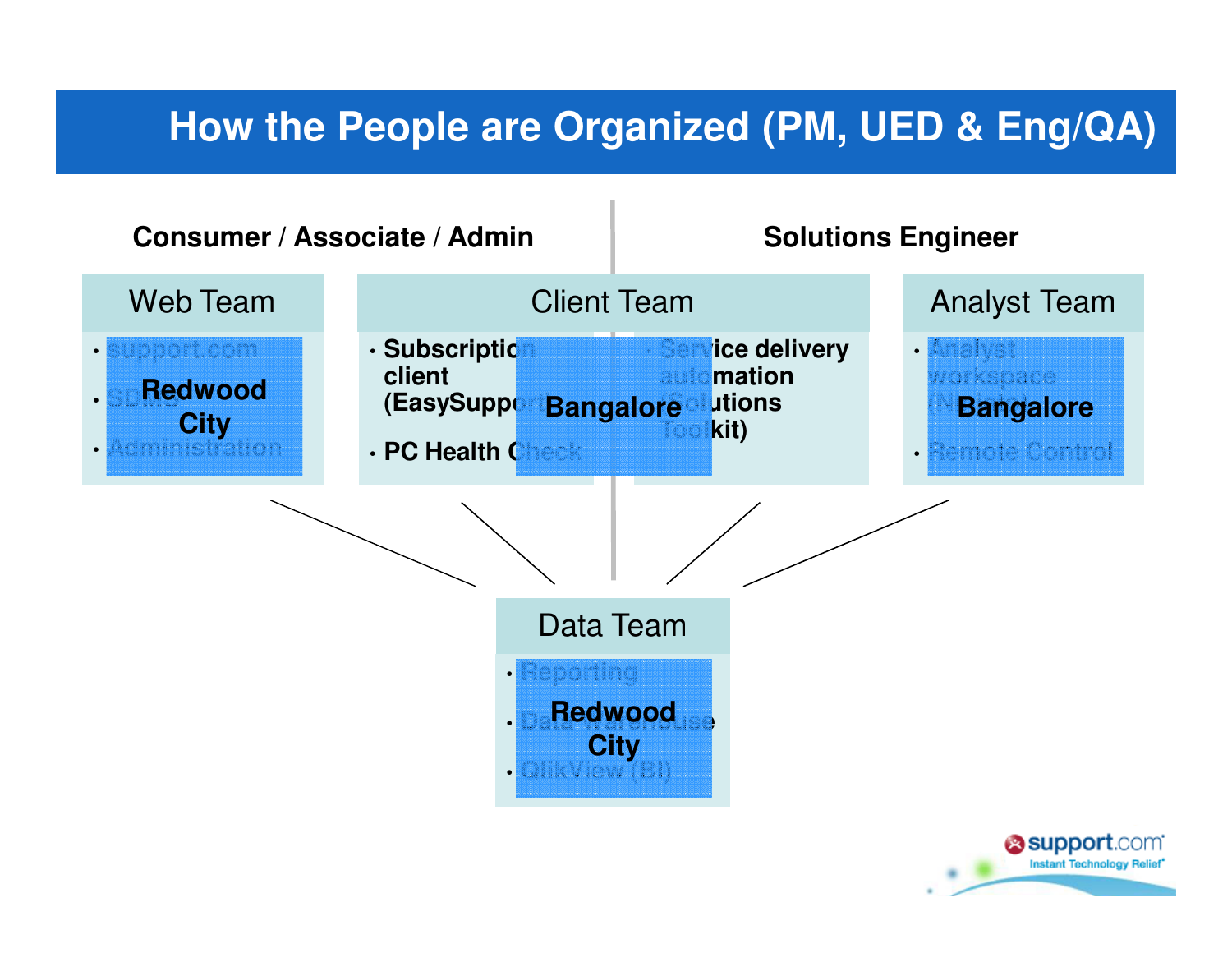# How the People are Organized (PM, UED & Eng/QA)

**Consumer / Associate / Admin**

**Solutions Engineer**

## Web Team

**Redwood City**

- support.com
- SDMS
- Administration

## Client Team

**Bangalore**

- **Subscription client (EasySupport)**
- **PC Health Check**
- **Service delivery automation (Solutions Toolkit)**

## Analyst Team

**Bangalore**

- Analyst workspace (Nexus)
- Remote Control

## Data Team

**Redwood City**

- Reporting
- Data Warehouse
- QlikView (BI)

support.com
Instant Technology Relief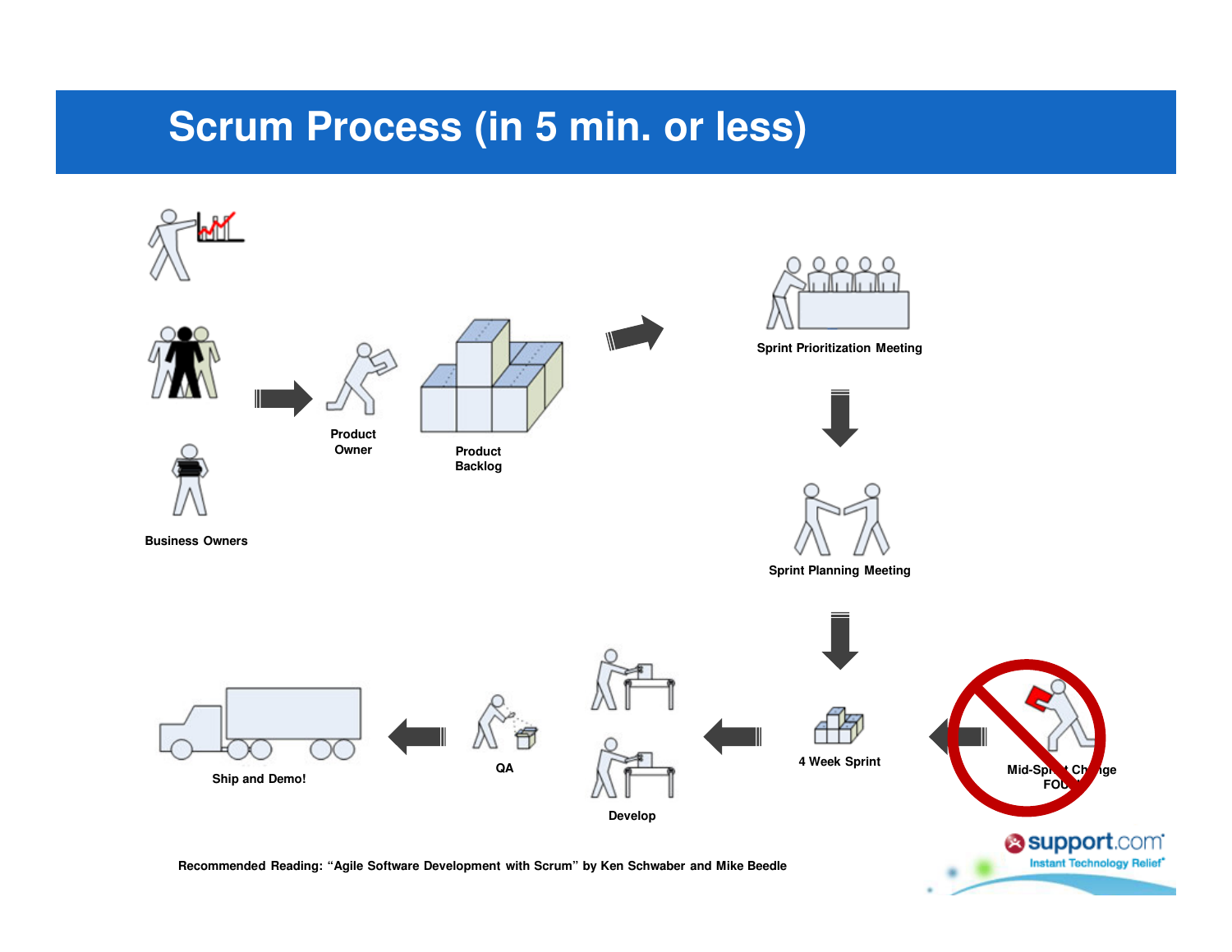# Scrum Process (in 5 min. or less)

Business Owners

Product Owner

Product Backlog

Sprint Prioritization Meeting

Sprint Planning Meeting

4 Week Sprint

Mid-Sprint Change FOUL

Develop

QA

Ship and Demo!

Recommended Reading: “Agile Software Development with Scrum” by Ken Schwaber and Mike Beedle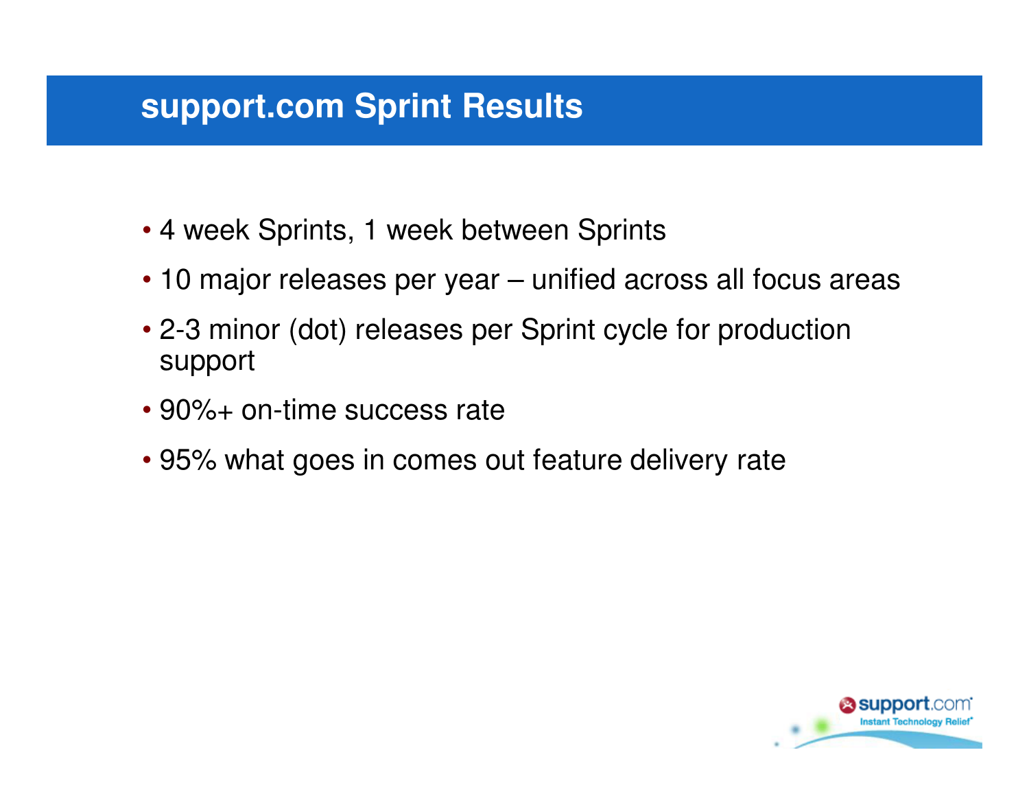# support.com Sprint Results

- 4 week Sprints, 1 week between Sprints
- 10 major releases per year – unified across all focus areas
- 2-3 minor (dot) releases per Sprint cycle for production support
- 90%+ on-time success rate
- 95% what goes in comes out feature delivery rate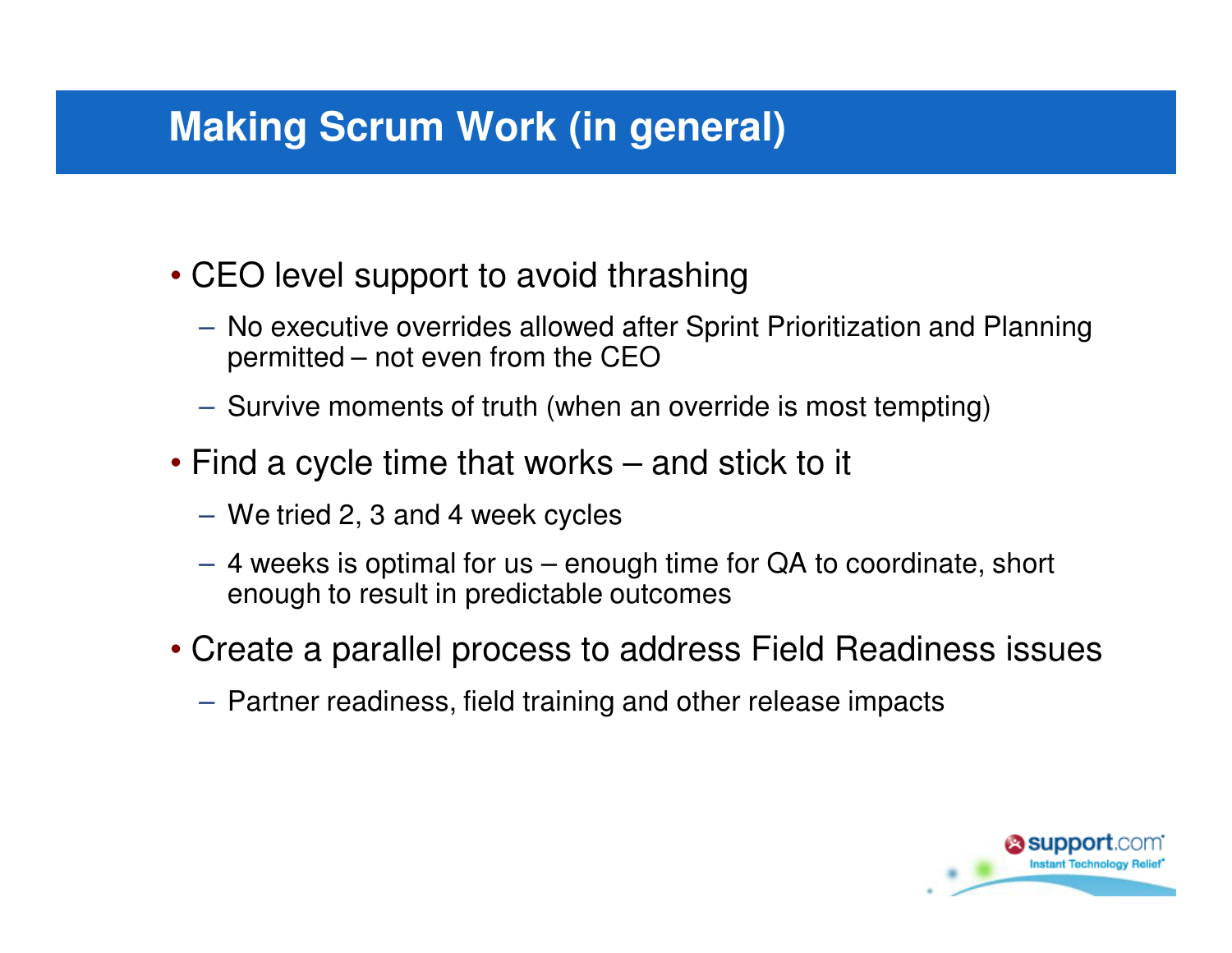# Making Scrum Work (in general)

- CEO level support to avoid thrashing
  - No executive overrides allowed after Sprint Prioritization and Planning permitted – not even from the CEO
  - Survive moments of truth (when an override is most tempting)
- Find a cycle time that works – and stick to it
  - We tried 2, 3 and 4 week cycles
  - 4 weeks is optimal for us – enough time for QA to coordinate, short enough to result in predictable outcomes
- Create a parallel process to address Field Readiness issues
  - Partner readiness, field training and other release impacts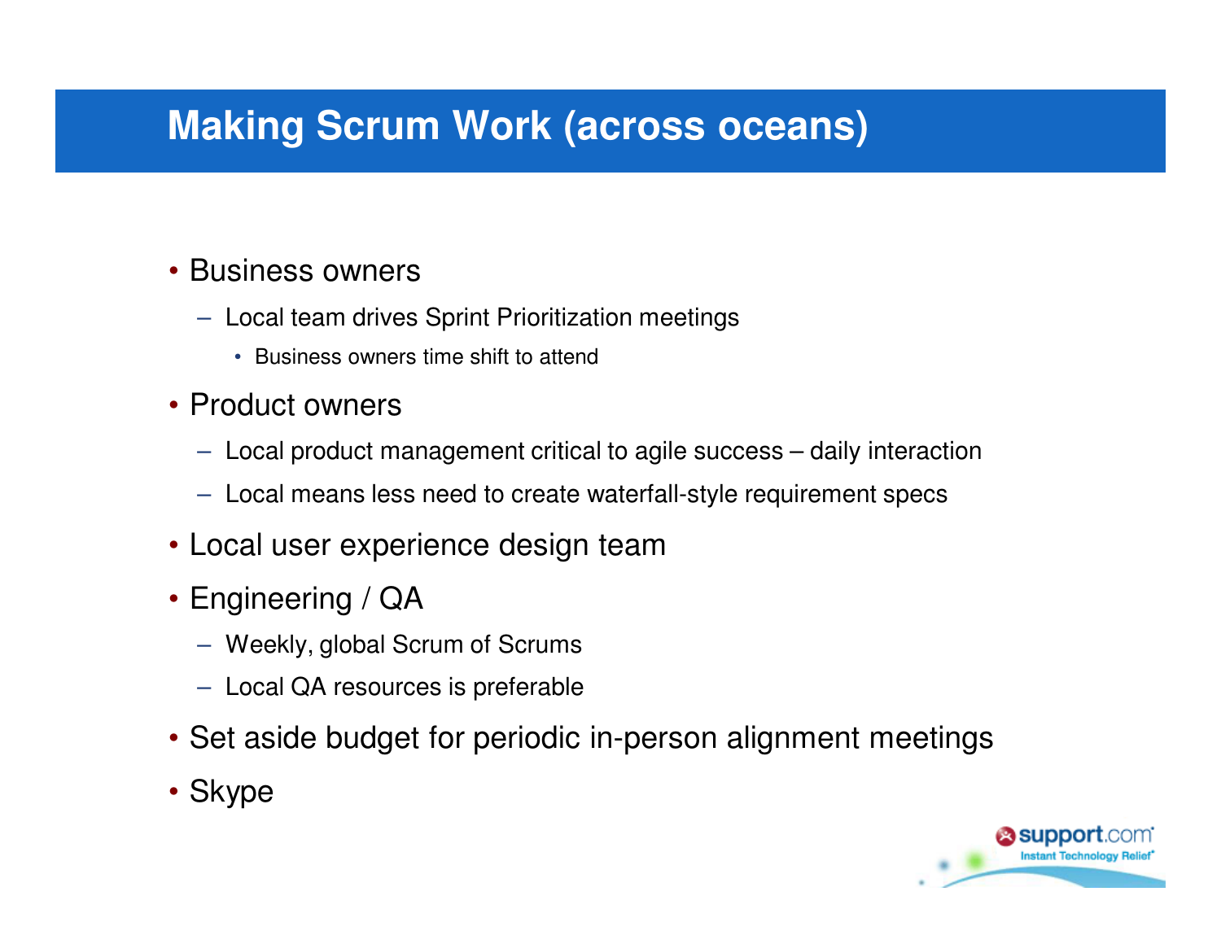# Making Scrum Work (across oceans)

- Business owners
  - Local team drives Sprint Prioritization meetings
    - Business owners time shift to attend
- Product owners
  - Local product management critical to agile success – daily interaction
  - Local means less need to create waterfall-style requirement specs
- Local user experience design team
- Engineering / QA
  - Weekly, global Scrum of Scrums
  - Local QA resources is preferable
- Set aside budget for periodic in-person alignment meetings
- Skype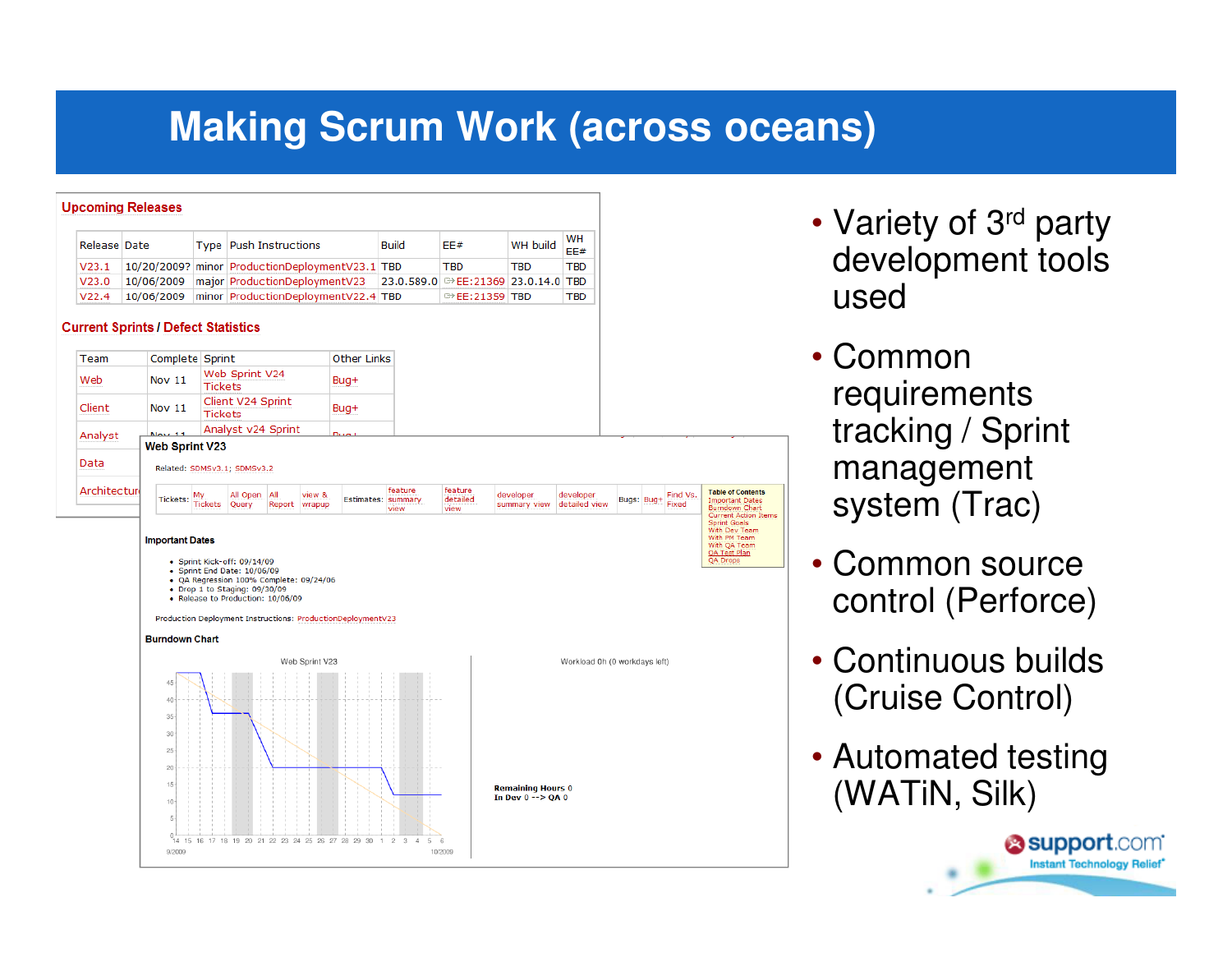# Making Scrum Work (across oceans)

## Upcoming Releases

| Release | Date | Type | Push Instructions | Build | EE# | WH build | WH EE# |
|---|---|---|---|---|---|---|---|
| V23.1 | 10/20/2009? | minor | ProductionDeploymentV23.1 | TBD | TBD | TBD | TBD |
| V23.0 | 10/06/2009 | major | ProductionDeploymentV23 | 23.0.589.0 | EE:21369 | 23.0.14.0 | TBD |
| V22.4 | 10/06/2009 | minor | ProductionDeploymentV22.4 | TBD | EE:21359 | TBD | TBD |

## Current Sprints / Defect Statistics

| Team | Complete | Sprint | Other Links |
|---|---|---|---|
| Web | Nov 11 | Web Sprint V24 Tickets | Bug+ |
| Client | Nov 11 | Client V24 Sprint Tickets | Bug+ |
| Analyst | Nov 11 | Analyst v24 Sprint | Bug+ |
| Data | | | |
| Architecture | | | |

### Web Sprint V23

Related: SDMSv3.1; SDMSv3.2

| Tickets: | My Tickets | All Open Query | All Report | view & wrapup | Estimates: | feature summary view | feature detailed view | developer summary view | developer detailed view | Bugs: | Bug+ | Find Vs. Fixed |
|---|---|---|---|---|---|---|---|---|---|---|---|---|

Table of Contents: Important Dates, Burndown Chart, Current Action Items, Sprint Goals, With Dev Team, With PM Team, With QA Team, QA Test Plan, QA Drops

**Important Dates**

- Sprint Kick-off: 09/14/09
- Sprint End Date: 10/06/09
- QA Regression 100% Complete: 09/24/06
- Drop 1 to Staging: 09/30/09
- Release to Production: 10/06/09

Production Deployment Instructions: ProductionDeploymentV23

**Burndown Chart**

Web Sprint V23 — Workload 0h (0 workdays left)

Remaining Hours 0
In Dev 0 --> QA 0

- Variety of 3rd party development tools used
- Common requirements tracking / Sprint management system (Trac)
- Common source control (Perforce)
- Continuous builds (Cruise Control)
- Automated testing (WATiN, Silk)

support.com Instant Technology Relief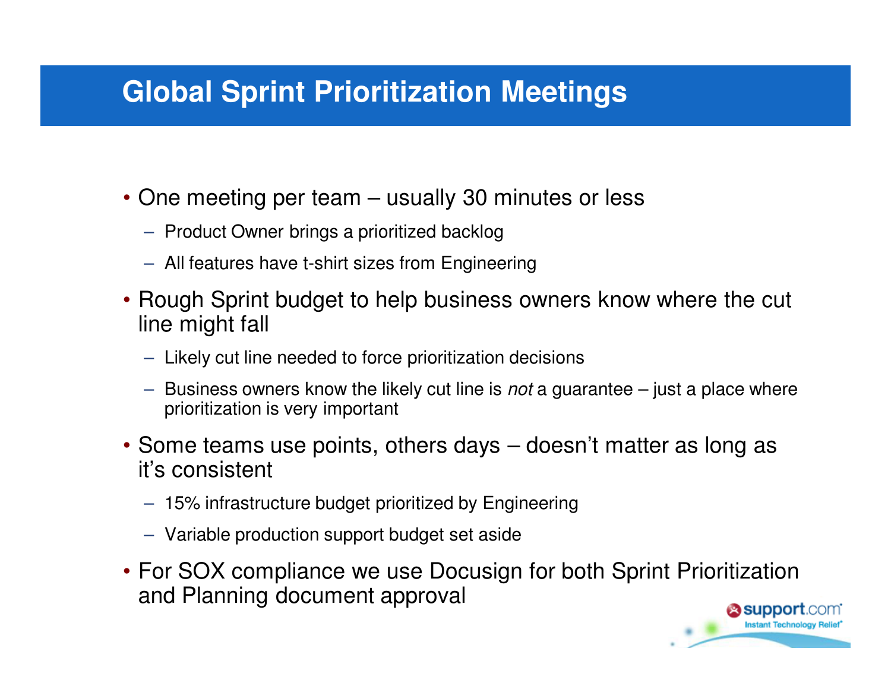# Global Sprint Prioritization Meetings

- One meeting per team – usually 30 minutes or less
  - Product Owner brings a prioritized backlog
  - All features have t-shirt sizes from Engineering
- Rough Sprint budget to help business owners know where the cut line might fall
  - Likely cut line needed to force prioritization decisions
  - Business owners know the likely cut line is *not* a guarantee – just a place where prioritization is very important
- Some teams use points, others days – doesn't matter as long as it's consistent
  - 15% infrastructure budget prioritized by Engineering
  - Variable production support budget set aside
- For SOX compliance we use Docusign for both Sprint Prioritization and Planning document approval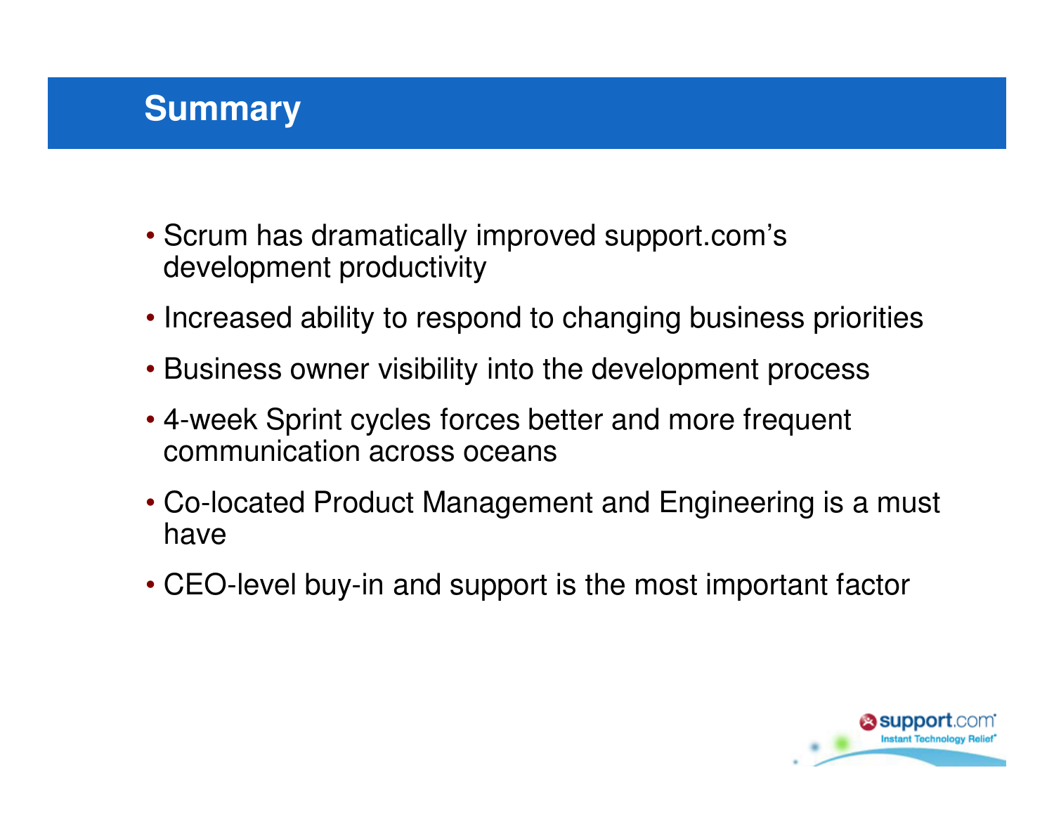# Summary

- Scrum has dramatically improved support.com's development productivity
- Increased ability to respond to changing business priorities
- Business owner visibility into the development process
- 4-week Sprint cycles forces better and more frequent communication across oceans
- Co-located Product Management and Engineering is a must have
- CEO-level buy-in and support is the most important factor